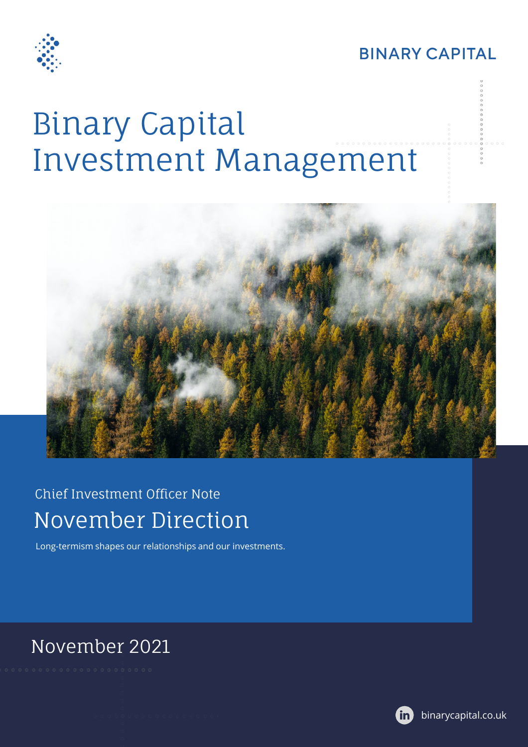BINARY CAPITAL

# Binary Capital Investment Management

Chief Investment Officer Note

## November Direction

Long-termism shapes our relationships and our investments.

November 2021

binarycapital.co.uk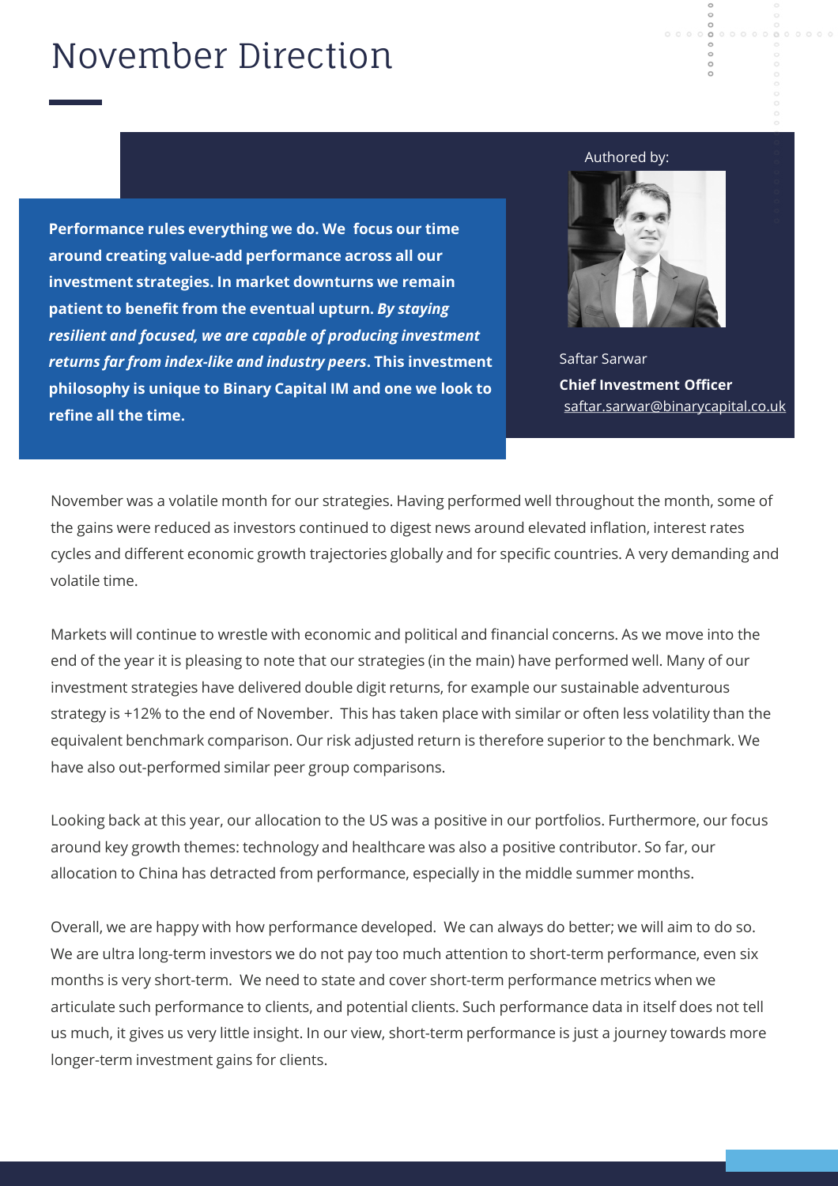# November Direction

**Performance rules everything we do. We focus our time around creating value-add performance across all our investment strategies. In market downturns we remain patient to benefit from the eventual upturn. *By staying resilient and focused, we are capable of producing investment returns far from index-like and industry peers*. This investment philosophy is unique to Binary Capital IM and one we look to refine all the time.**

Authored by:

Saftar Sarwar
**Chief Investment Officer**
saftar.sarwar@binarycapital.co.uk

November was a volatile month for our strategies. Having performed well throughout the month, some of the gains were reduced as investors continued to digest news around elevated inflation, interest rates cycles and different economic growth trajectories globally and for specific countries. A very demanding and volatile time.

Markets will continue to wrestle with economic and political and financial concerns. As we move into the end of the year it is pleasing to note that our strategies (in the main) have performed well. Many of our investment strategies have delivered double digit returns, for example our sustainable adventurous strategy is +12% to the end of November. This has taken place with similar or often less volatility than the equivalent benchmark comparison. Our risk adjusted return is therefore superior to the benchmark. We have also out-performed similar peer group comparisons.

Looking back at this year, our allocation to the US was a positive in our portfolios. Furthermore, our focus around key growth themes: technology and healthcare was also a positive contributor. So far, our allocation to China has detracted from performance, especially in the middle summer months.

Overall, we are happy with how performance developed. We can always do better; we will aim to do so. We are ultra long-term investors we do not pay too much attention to short-term performance, even six months is very short-term. We need to state and cover short-term performance metrics when we articulate such performance to clients, and potential clients. Such performance data in itself does not tell us much, it gives us very little insight. In our view, short-term performance is just a journey towards more longer-term investment gains for clients.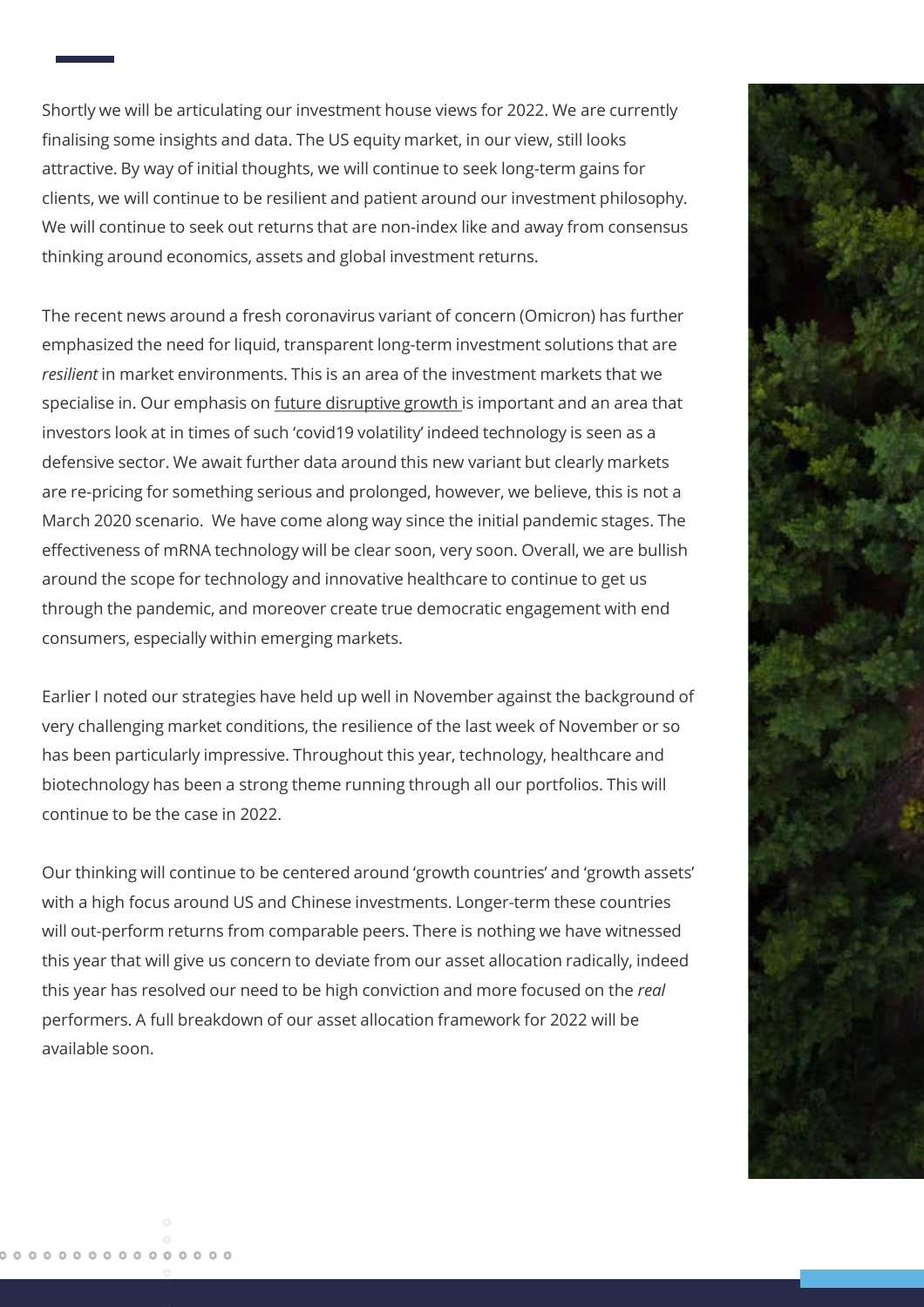Shortly we will be articulating our investment house views for 2022. We are currently finalising some insights and data. The US equity market, in our view, still looks attractive. By way of initial thoughts, we will continue to seek long-term gains for clients, we will continue to be resilient and patient around our investment philosophy. We will continue to seek out returns that are non-index like and away from consensus thinking around economics, assets and global investment returns.

The recent news around a fresh coronavirus variant of concern (Omicron) has further emphasized the need for liquid, transparent long-term investment solutions that are *resilient* in market environments. This is an area of the investment markets that we specialise in. Our emphasis on future disruptive growth is important and an area that investors look at in times of such 'covid19 volatility' indeed technology is seen as a defensive sector. We await further data around this new variant but clearly markets are re-pricing for something serious and prolonged, however, we believe, this is not a March 2020 scenario. We have come along way since the initial pandemic stages. The effectiveness of mRNA technology will be clear soon, very soon. Overall, we are bullish around the scope for technology and innovative healthcare to continue to get us through the pandemic, and moreover create true democratic engagement with end consumers, especially within emerging markets.

Earlier I noted our strategies have held up well in November against the background of very challenging market conditions, the resilience of the last week of November or so has been particularly impressive. Throughout this year, technology, healthcare and biotechnology has been a strong theme running through all our portfolios. This will continue to be the case in 2022.

Our thinking will continue to be centered around 'growth countries' and 'growth assets' with a high focus around US and Chinese investments. Longer-term these countries will out-perform returns from comparable peers. There is nothing we have witnessed this year that will give us concern to deviate from our asset allocation radically, indeed this year has resolved our need to be high conviction and more focused on the *real* performers. A full breakdown of our asset allocation framework for 2022 will be available soon.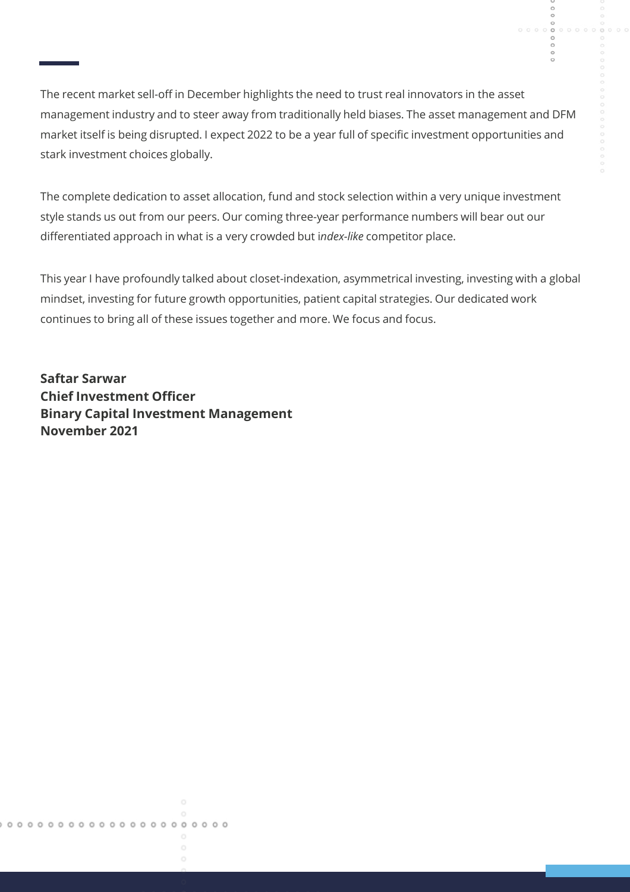The recent market sell-off in December highlights the need to trust real innovators in the asset management industry and to steer away from traditionally held biases. The asset management and DFM market itself is being disrupted. I expect 2022 to be a year full of specific investment opportunities and stark investment choices globally.

The complete dedication to asset allocation, fund and stock selection within a very unique investment style stands us out from our peers. Our coming three-year performance numbers will bear out our differentiated approach in what is a very crowded but i*ndex-like* competitor place.

This year I have profoundly talked about closet-indexation, asymmetrical investing, investing with a global mindset, investing for future growth opportunities, patient capital strategies. Our dedicated work continues to bring all of these issues together and more. We focus and focus.

**Saftar Sarwar**
**Chief Investment Officer**
**Binary Capital Investment Management**
**November 2021**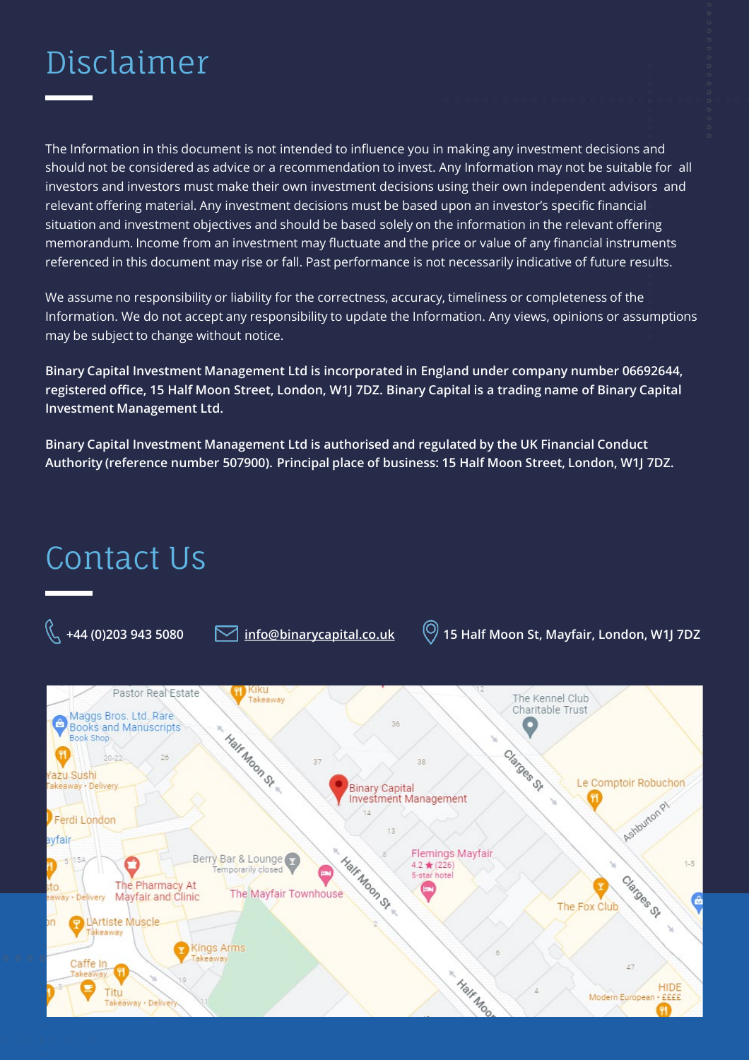# Disclaimer

The Information in this document is not intended to influence you in making any investment decisions and should not be considered as advice or a recommendation to invest. Any Information may not be suitable for all investors and investors must make their own investment decisions using their own independent advisors and relevant offering material. Any investment decisions must be based upon an investor's specific financial situation and investment objectives and should be based solely on the information in the relevant offering memorandum. Income from an investment may fluctuate and the price or value of any financial instruments referenced in this document may rise or fall. Past performance is not necessarily indicative of future results.

We assume no responsibility or liability for the correctness, accuracy, timeliness or completeness of the Information. We do not accept any responsibility to update the Information. Any views, opinions or assumptions may be subject to change without notice.

**Binary Capital Investment Management Ltd is incorporated in England under company number 06692644, registered office, 15 Half Moon Street, London, W1J 7DZ. Binary Capital is a trading name of Binary Capital Investment Management Ltd.**

**Binary Capital Investment Management Ltd is authorised and regulated by the UK Financial Conduct Authority (reference number 507900). Principal place of business: 15 Half Moon Street, London, W1J 7DZ.**

# Contact Us

**+44 (0)203 943 5080**

**info@binarycapital.co.uk**

**15 Half Moon St, Mayfair, London, W1J 7DZ**